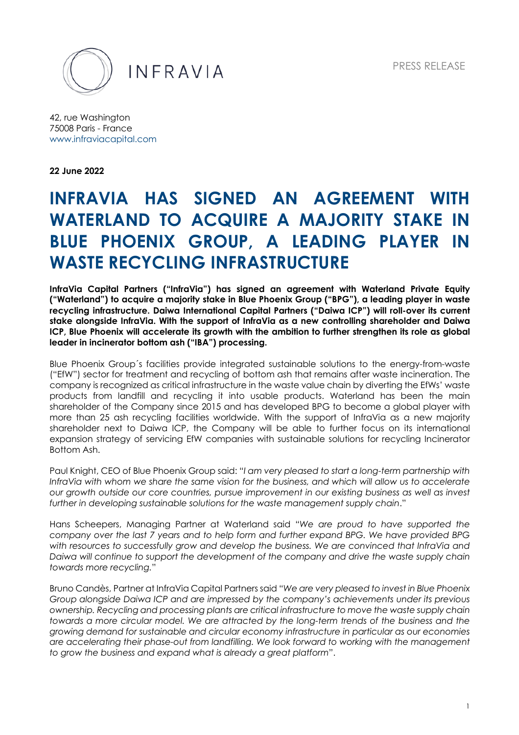INFRAVIA

PRESS RELEASE

42, rue Washington
75008 Paris - France
www.infraviacapital.com

**22 June 2022**

# INFRAVIA HAS SIGNED AN AGREEMENT WITH WATERLAND TO ACQUIRE A MAJORITY STAKE IN BLUE PHOENIX GROUP, A LEADING PLAYER IN WASTE RECYCLING INFRASTRUCTURE

**InfraVia Capital Partners ("InfraVia") has signed an agreement with Waterland Private Equity ("Waterland") to acquire a majority stake in Blue Phoenix Group ("BPG"), a leading player in waste recycling infrastructure. Daiwa International Capital Partners ("Daiwa ICP") will roll-over its current stake alongside InfraVia. With the support of InfraVia as a new controlling shareholder and Daiwa ICP, Blue Phoenix will accelerate its growth with the ambition to further strengthen its role as global leader in incinerator bottom ash ("IBA") processing.**

Blue Phoenix Group´s facilities provide integrated sustainable solutions to the energy-from-waste ("EfW") sector for treatment and recycling of bottom ash that remains after waste incineration. The company is recognized as critical infrastructure in the waste value chain by diverting the EfWs' waste products from landfill and recycling it into usable products. Waterland has been the main shareholder of the Company since 2015 and has developed BPG to become a global player with more than 25 ash recycling facilities worldwide. With the support of InfraVia as a new majority shareholder next to Daiwa ICP, the Company will be able to further focus on its international expansion strategy of servicing EfW companies with sustainable solutions for recycling Incinerator Bottom Ash.

Paul Knight, CEO of Blue Phoenix Group said: "*I am very pleased to start a long-term partnership with InfraVia with whom we share the same vision for the business, and which will allow us to accelerate our growth outside our core countries, pursue improvement in our existing business as well as invest further in developing sustainable solutions for the waste management supply chain*."

Hans Scheepers, Managing Partner at Waterland said "*We are proud to have supported the company over the last 7 years and to help form and further expand BPG. We have provided BPG with resources to successfully grow and develop the business. We are convinced that InfraVia and Daiwa will continue to support the development of the company and drive the waste supply chain towards more recycling.*"

Bruno Candès, Partner at InfraVia Capital Partners said "*We are very pleased to invest in Blue Phoenix Group alongside Daiwa ICP and are impressed by the company's achievements under its previous ownership. Recycling and processing plants are critical infrastructure to move the waste supply chain towards a more circular model. We are attracted by the long-term trends of the business and the growing demand for sustainable and circular economy infrastructure in particular as our economies are accelerating their phase-out from landfilling. We look forward to working with the management to grow the business and expand what is already a great platform*".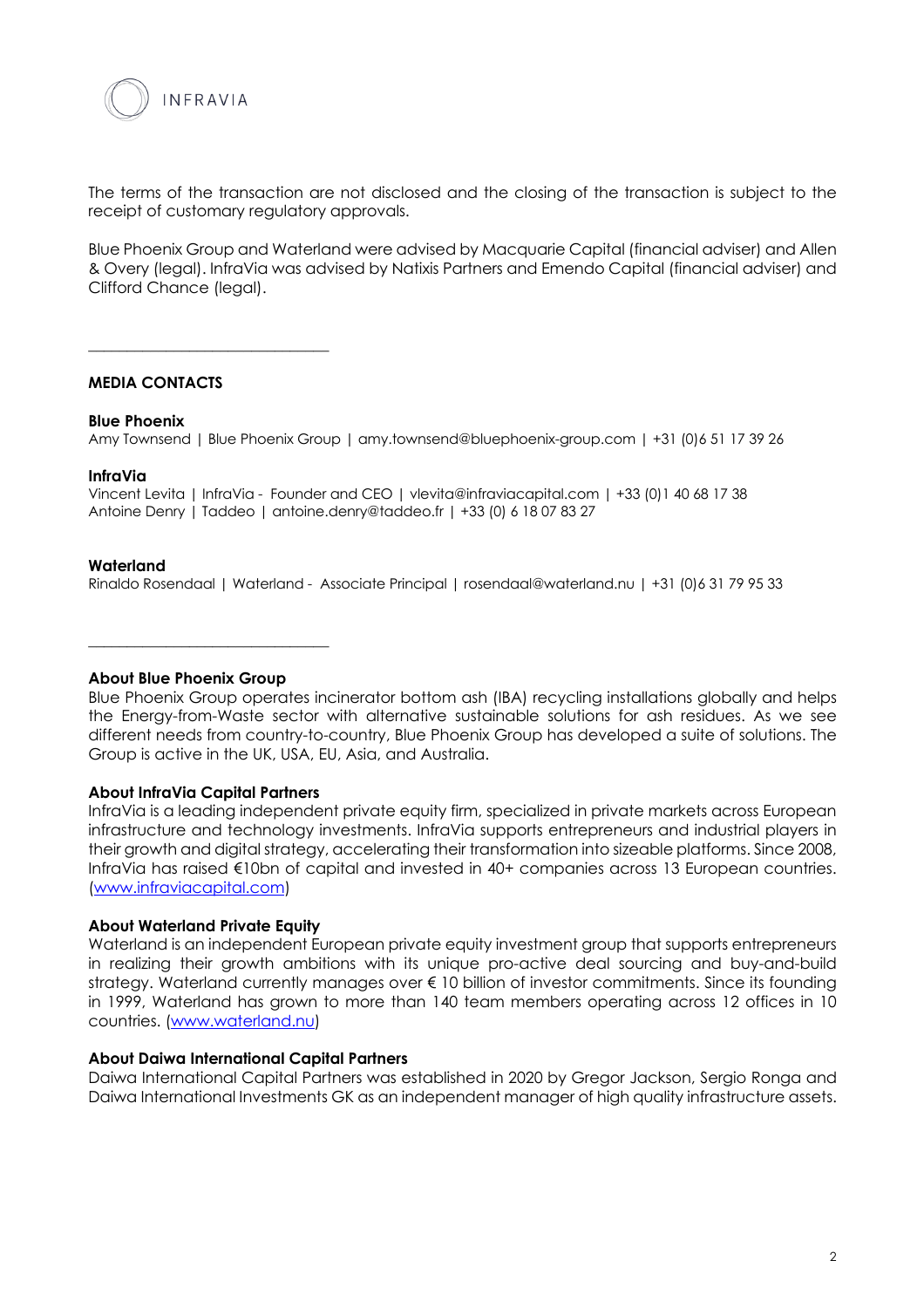The terms of the transaction are not disclosed and the closing of the transaction is subject to the receipt of customary regulatory approvals.

Blue Phoenix Group and Waterland were advised by Macquarie Capital (financial adviser) and Allen & Overy (legal). InfraVia was advised by Natixis Partners and Emendo Capital (financial adviser) and Clifford Chance (legal).

---

**MEDIA CONTACTS**

**Blue Phoenix**
Amy Townsend | Blue Phoenix Group | amy.townsend@bluephoenix-group.com | +31 (0)6 51 17 39 26

**InfraVia**
Vincent Levita | InfraVia - Founder and CEO | vlevita@infraviacapital.com | +33 (0)1 40 68 17 38
Antoine Denry | Taddeo | antoine.denry@taddeo.fr | +33 (0) 6 18 07 83 27

**Waterland**
Rinaldo Rosendaal | Waterland - Associate Principal | rosendaal@waterland.nu | +31 (0)6 31 79 95 33

---

**About Blue Phoenix Group**
Blue Phoenix Group operates incinerator bottom ash (IBA) recycling installations globally and helps the Energy-from-Waste sector with alternative sustainable solutions for ash residues. As we see different needs from country-to-country, Blue Phoenix Group has developed a suite of solutions. The Group is active in the UK, USA, EU, Asia, and Australia.

**About InfraVia Capital Partners**
InfraVia is a leading independent private equity firm, specialized in private markets across European infrastructure and technology investments. InfraVia supports entrepreneurs and industrial players in their growth and digital strategy, accelerating their transformation into sizeable platforms. Since 2008, InfraVia has raised €10bn of capital and invested in 40+ companies across 13 European countries. (www.infraviacapital.com)

**About Waterland Private Equity**
Waterland is an independent European private equity investment group that supports entrepreneurs in realizing their growth ambitions with its unique pro-active deal sourcing and buy-and-build strategy. Waterland currently manages over € 10 billion of investor commitments. Since its founding in 1999, Waterland has grown to more than 140 team members operating across 12 offices in 10 countries. (www.waterland.nu)

**About Daiwa International Capital Partners**
Daiwa International Capital Partners was established in 2020 by Gregor Jackson, Sergio Ronga and Daiwa International Investments GK as an independent manager of high quality infrastructure assets.